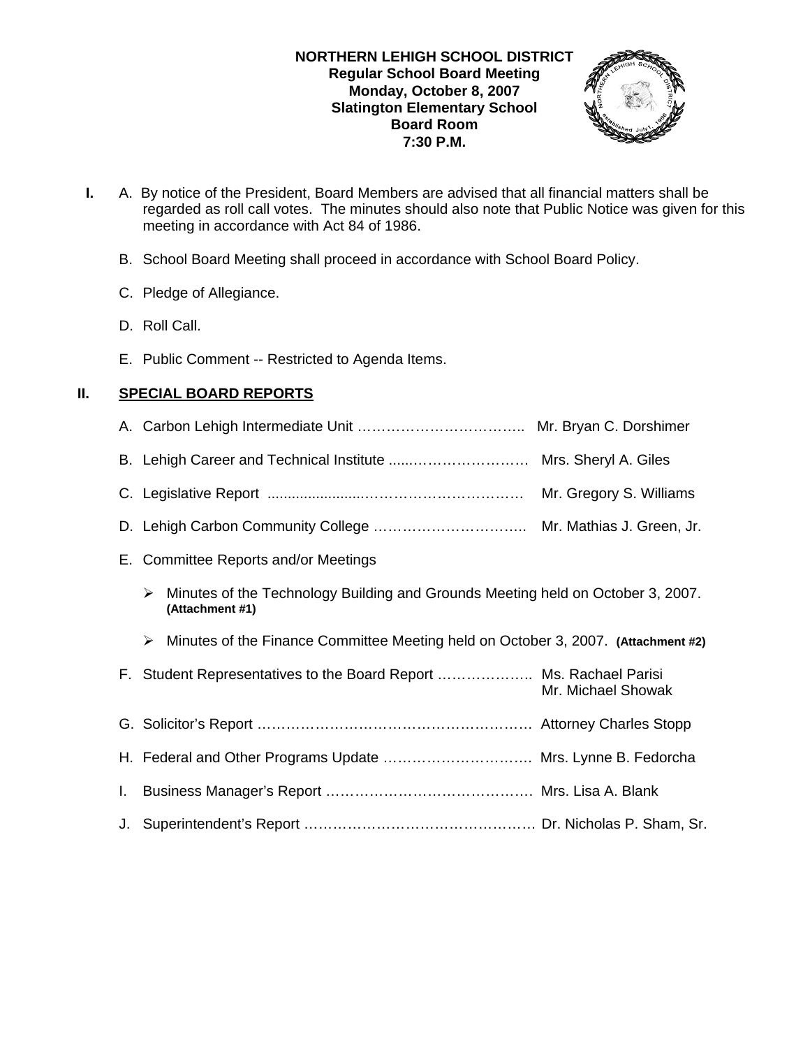**NORTHERN LEHIGH SCHOOL DISTRICT**
**Regular School Board Meeting**
**Monday, October 8, 2007**
**Slatington Elementary School**
**Board Room**
**7:30 P.M.**

**I.** A. By notice of the President, Board Members are advised that all financial matters shall be regarded as roll call votes. The minutes should also note that Public Notice was given for this meeting in accordance with Act 84 of 1986.

B. School Board Meeting shall proceed in accordance with School Board Policy.

C. Pledge of Allegiance.

D. Roll Call.

E. Public Comment -- Restricted to Agenda Items.

## II. SPECIAL BOARD REPORTS

A. Carbon Lehigh Intermediate Unit …………………………….. Mr. Bryan C. Dorshimer

B. Lehigh Career and Technical Institute .....…………………… Mrs. Sheryl A. Giles

C. Legislative Report .......................…………………………… Mr. Gregory S. Williams

D. Lehigh Carbon Community College ………………………….. Mr. Mathias J. Green, Jr.

E. Committee Reports and/or Meetings

- Minutes of the Technology Building and Grounds Meeting held on October 3, 2007. **(Attachment #1)**
- Minutes of the Finance Committee Meeting held on October 3, 2007. **(Attachment #2)**

F. Student Representatives to the Board Report ……………….. Ms. Rachael Parisi
Mr. Michael Showak

G. Solicitor's Report ………………………………………………. Attorney Charles Stopp

H. Federal and Other Programs Update …………………………. Mrs. Lynne B. Fedorcha

I. Business Manager's Report ……………………………………. Mrs. Lisa A. Blank

J. Superintendent's Report ………………………………………… Dr. Nicholas P. Sham, Sr.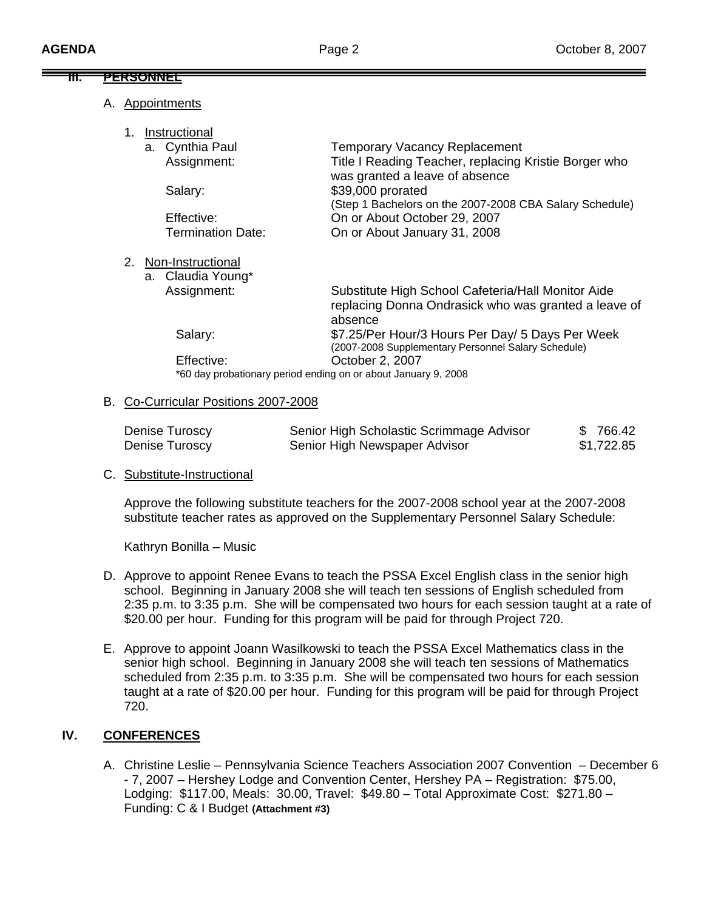## III. PERSONNEL

A. Appointments

1. Instructional
   a. Cynthia Paul — Temporary Vacancy Replacement
      Assignment: Title I Reading Teacher, replacing Kristie Borger who was granted a leave of absence
      Salary: $39,000 prorated
      (Step 1 Bachelors on the 2007-2008 CBA Salary Schedule)
      Effective: On or About October 29, 2007
      Termination Date: On or About January 31, 2008

2. Non-Instructional
   a. Claudia Young*
      Assignment: Substitute High School Cafeteria/Hall Monitor Aide replacing Donna Ondrasick who was granted a leave of absence
      Salary: $7.25/Per Hour/3 Hours Per Day/ 5 Days Per Week
      (2007-2008 Supplementary Personnel Salary Schedule)
      Effective: October 2, 2007
      *60 day probationary period ending on or about January 9, 2008

B. Co-Curricular Positions 2007-2008

| | | |
|---|---|---|
| Denise Turoscy | Senior High Scholastic Scrimmage Advisor | $ 766.42 |
| Denise Turoscy | Senior High Newspaper Advisor | $1,722.85 |

C. Substitute-Instructional

Approve the following substitute teachers for the 2007-2008 school year at the 2007-2008 substitute teacher rates as approved on the Supplementary Personnel Salary Schedule:

Kathryn Bonilla – Music

D. Approve to appoint Renee Evans to teach the PSSA Excel English class in the senior high school. Beginning in January 2008 she will teach ten sessions of English scheduled from 2:35 p.m. to 3:35 p.m. She will be compensated two hours for each session taught at a rate of $20.00 per hour. Funding for this program will be paid for through Project 720.

E. Approve to appoint Joann Wasilkowski to teach the PSSA Excel Mathematics class in the senior high school. Beginning in January 2008 she will teach ten sessions of Mathematics scheduled from 2:35 p.m. to 3:35 p.m. She will be compensated two hours for each session taught at a rate of $20.00 per hour. Funding for this program will be paid for through Project 720.

## IV. CONFERENCES

A. Christine Leslie – Pennsylvania Science Teachers Association 2007 Convention – December 6 - 7, 2007 – Hershey Lodge and Convention Center, Hershey PA – Registration: $75.00, Lodging: $117.00, Meals: 30.00, Travel: $49.80 – Total Approximate Cost: $271.80 – Funding: C & I Budget **(Attachment #3)**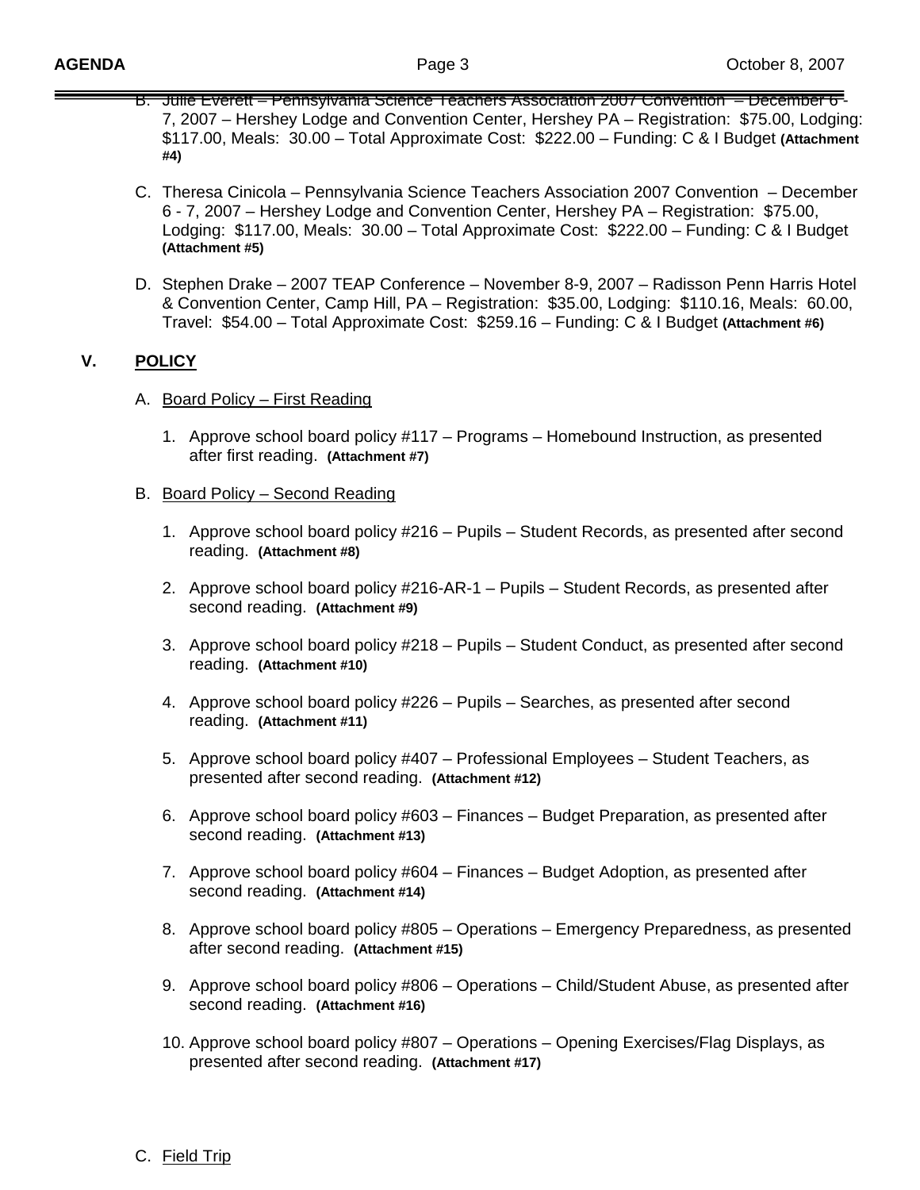B. Julie Everett – Pennsylvania Science Teachers Association 2007 Convention – December 6 - 7, 2007 – Hershey Lodge and Convention Center, Hershey PA – Registration: $75.00, Lodging: $117.00, Meals: 30.00 – Total Approximate Cost: $222.00 – Funding: C & I Budget **(Attachment #4)**

C. Theresa Cinicola – Pennsylvania Science Teachers Association 2007 Convention – December 6 - 7, 2007 – Hershey Lodge and Convention Center, Hershey PA – Registration: $75.00, Lodging: $117.00, Meals: 30.00 – Total Approximate Cost: $222.00 – Funding: C & I Budget **(Attachment #5)**

D. Stephen Drake – 2007 TEAP Conference – November 8-9, 2007 – Radisson Penn Harris Hotel & Convention Center, Camp Hill, PA – Registration: $35.00, Lodging: $110.16, Meals: 60.00, Travel: $54.00 – Total Approximate Cost: $259.16 – Funding: C & I Budget **(Attachment #6)**

## V. POLICY

A. Board Policy – First Reading

1. Approve school board policy #117 – Programs – Homebound Instruction, as presented after first reading. **(Attachment #7)**

B. Board Policy – Second Reading

1. Approve school board policy #216 – Pupils – Student Records, as presented after second reading. **(Attachment #8)**
2. Approve school board policy #216-AR-1 – Pupils – Student Records, as presented after second reading. **(Attachment #9)**
3. Approve school board policy #218 – Pupils – Student Conduct, as presented after second reading. **(Attachment #10)**
4. Approve school board policy #226 – Pupils – Searches, as presented after second reading. **(Attachment #11)**
5. Approve school board policy #407 – Professional Employees – Student Teachers, as presented after second reading. **(Attachment #12)**
6. Approve school board policy #603 – Finances – Budget Preparation, as presented after second reading. **(Attachment #13)**
7. Approve school board policy #604 – Finances – Budget Adoption, as presented after second reading. **(Attachment #14)**
8. Approve school board policy #805 – Operations – Emergency Preparedness, as presented after second reading. **(Attachment #15)**
9. Approve school board policy #806 – Operations – Child/Student Abuse, as presented after second reading. **(Attachment #16)**
10. Approve school board policy #807 – Operations – Opening Exercises/Flag Displays, as presented after second reading. **(Attachment #17)**

C. Field Trip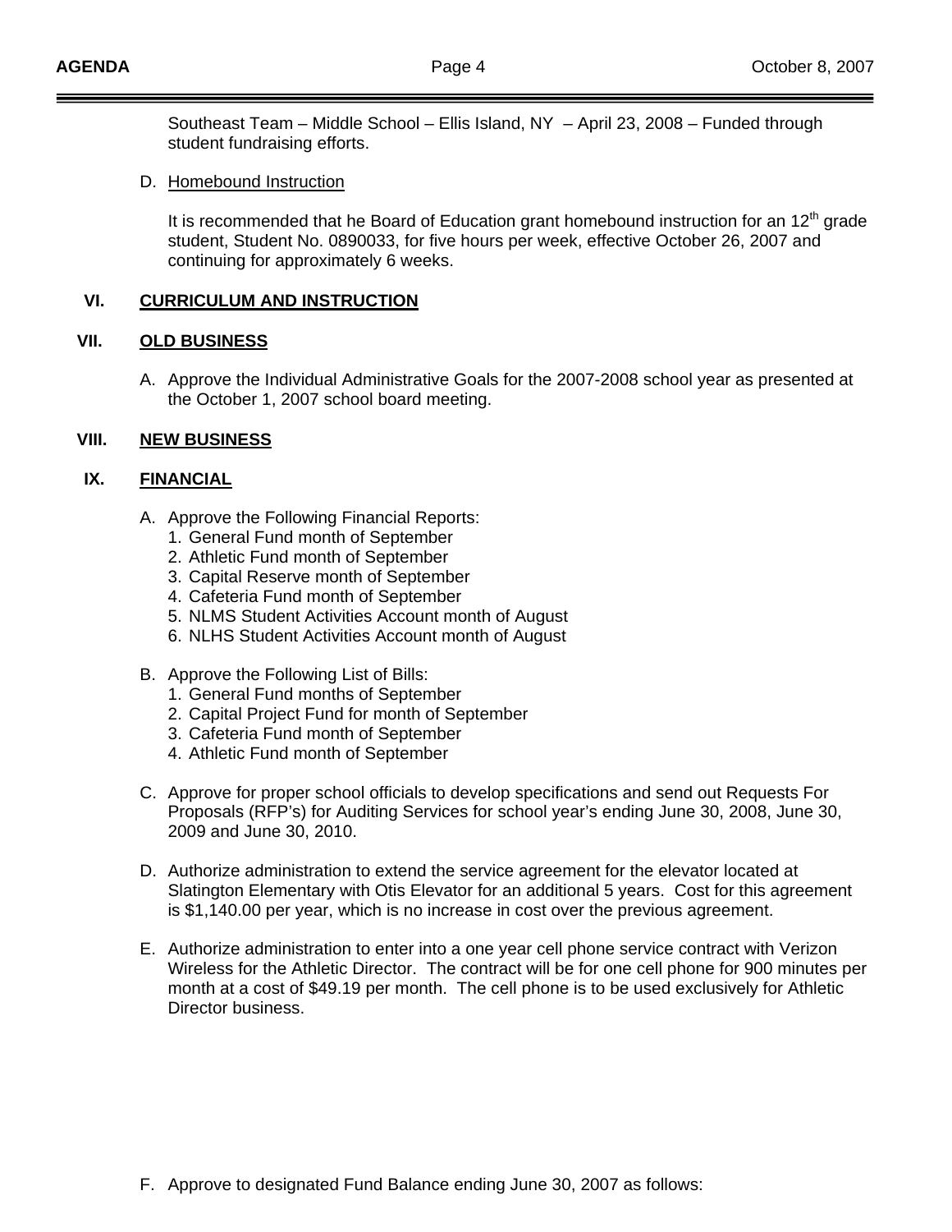Southeast Team – Middle School – Ellis Island, NY – April 23, 2008 – Funded through student fundraising efforts.

D. Homebound Instruction

It is recommended that he Board of Education grant homebound instruction for an 12th grade student, Student No. 0890033, for five hours per week, effective October 26, 2007 and continuing for approximately 6 weeks.

## VI. CURRICULUM AND INSTRUCTION

## VII. OLD BUSINESS

A. Approve the Individual Administrative Goals for the 2007-2008 school year as presented at the October 1, 2007 school board meeting.

## VIII. NEW BUSINESS

## IX. FINANCIAL

A. Approve the Following Financial Reports:
   1. General Fund month of September
   2. Athletic Fund month of September
   3. Capital Reserve month of September
   4. Cafeteria Fund month of September
   5. NLMS Student Activities Account month of August
   6. NLHS Student Activities Account month of August

B. Approve the Following List of Bills:
   1. General Fund months of September
   2. Capital Project Fund for month of September
   3. Cafeteria Fund month of September
   4. Athletic Fund month of September

C. Approve for proper school officials to develop specifications and send out Requests For Proposals (RFP's) for Auditing Services for school year's ending June 30, 2008, June 30, 2009 and June 30, 2010.

D. Authorize administration to extend the service agreement for the elevator located at Slatington Elementary with Otis Elevator for an additional 5 years. Cost for this agreement is $1,140.00 per year, which is no increase in cost over the previous agreement.

E. Authorize administration to enter into a one year cell phone service contract with Verizon Wireless for the Athletic Director. The contract will be for one cell phone for 900 minutes per month at a cost of $49.19 per month. The cell phone is to be used exclusively for Athletic Director business.

F. Approve to designated Fund Balance ending June 30, 2007 as follows: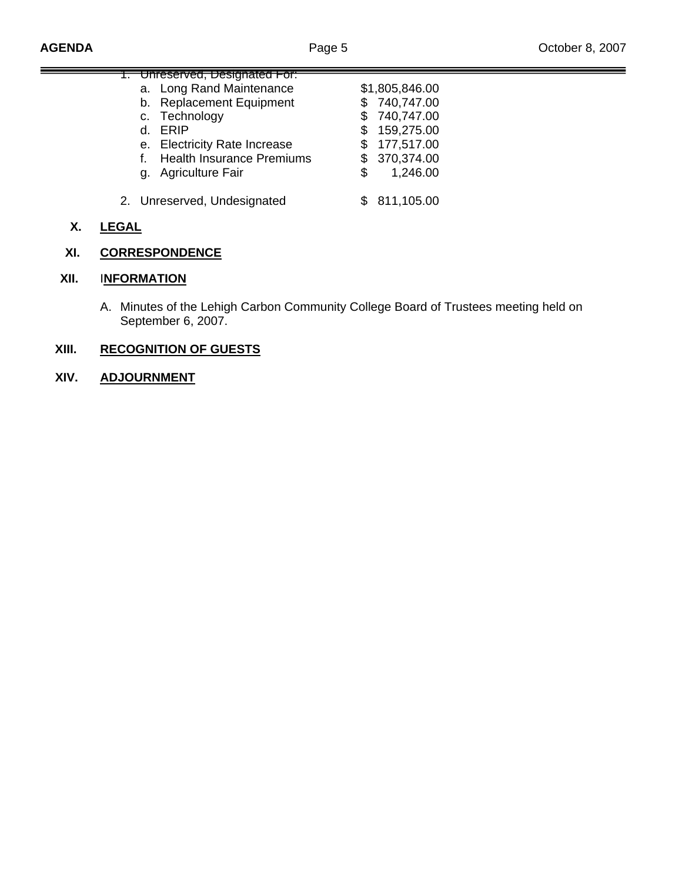1. Unreserved, Designated For:

| | |
|---|---|
| a. Long Rand Maintenance | $1,805,846.00 |
| b. Replacement Equipment | $ 740,747.00 |
| c. Technology | $ 740,747.00 |
| d. ERIP | $ 159,275.00 |
| e. Electricity Rate Increase | $ 177,517.00 |
| f. Health Insurance Premiums | $ 370,374.00 |
| g. Agriculture Fair | $ 1,246.00 |

2. Unreserved, Undesignated $ 811,105.00

**X. LEGAL**

**XI. CORRESPONDENCE**

**XII. INFORMATION**

A. Minutes of the Lehigh Carbon Community College Board of Trustees meeting held on September 6, 2007.

**XIII. RECOGNITION OF GUESTS**

**XIV. ADJOURNMENT**